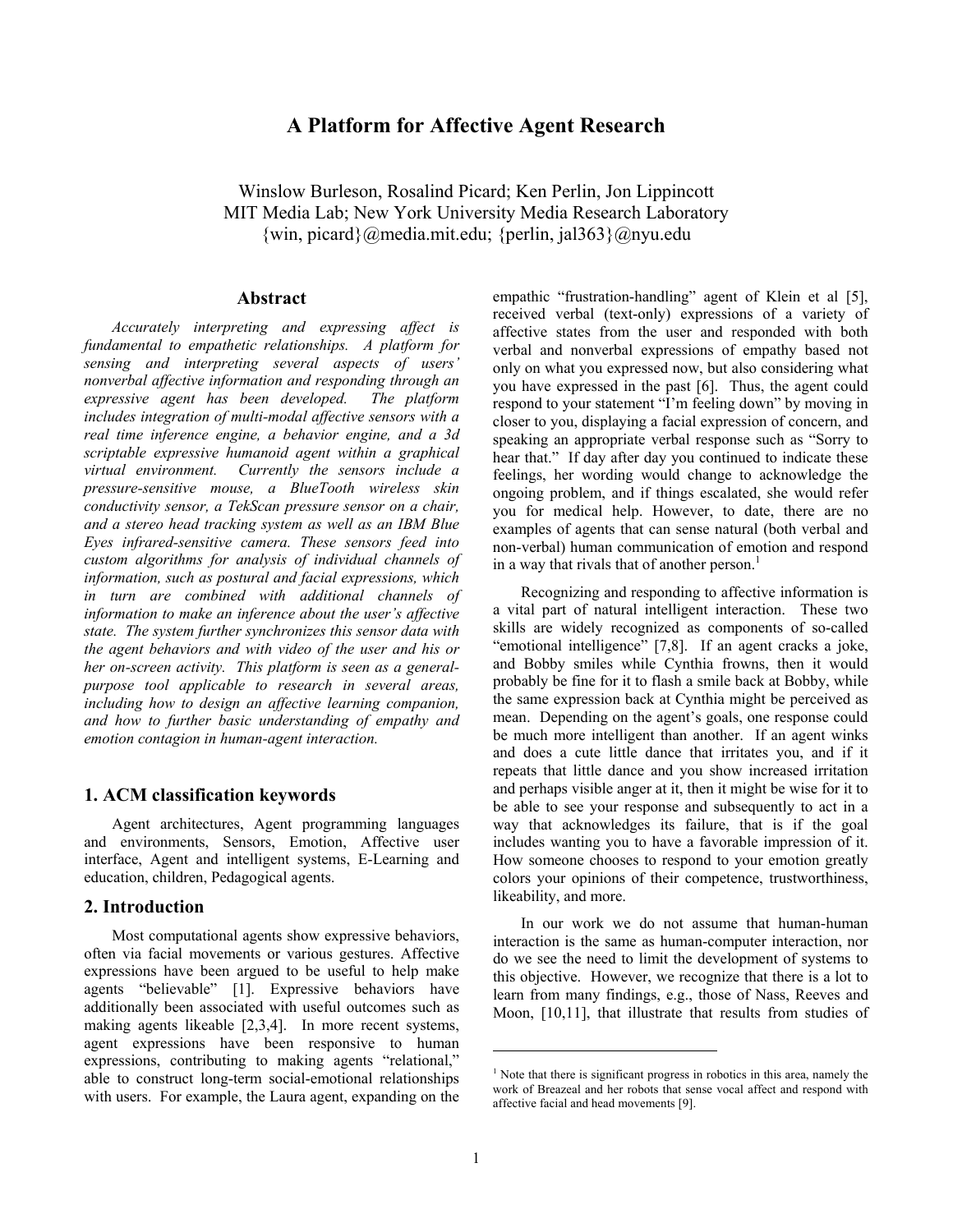# A Platform for Affective Agent Research

Winslow Burleson, Rosalind Picard; Ken Perlin, Jon Lippincott
MIT Media Lab; New York University Media Research Laboratory
{win, picard}@media.mit.edu; {perlin, jal363}@nyu.edu

## Abstract

*Accurately interpreting and expressing affect is fundamental to empathetic relationships. A platform for sensing and interpreting several aspects of users' nonverbal affective information and responding through an expressive agent has been developed. The platform includes integration of multi-modal affective sensors with a real time inference engine, a behavior engine, and a 3d scriptable expressive humanoid agent within a graphical virtual environment. Currently the sensors include a pressure-sensitive mouse, a BlueTooth wireless skin conductivity sensor, a TekScan pressure sensor on a chair, and a stereo head tracking system as well as an IBM Blue Eyes infrared-sensitive camera. These sensors feed into custom algorithms for analysis of individual channels of information, such as postural and facial expressions, which in turn are combined with additional channels of information to make an inference about the user's affective state. The system further synchronizes this sensor data with the agent behaviors and with video of the user and his or her on-screen activity. This platform is seen as a general-purpose tool applicable to research in several areas, including how to design an affective learning companion, and how to further basic understanding of empathy and emotion contagion in human-agent interaction.*

## 1. ACM classification keywords

Agent architectures, Agent programming languages and environments, Sensors, Emotion, Affective user interface, Agent and intelligent systems, E-Learning and education, children, Pedagogical agents.

## 2. Introduction

Most computational agents show expressive behaviors, often via facial movements or various gestures. Affective expressions have been argued to be useful to help make agents "believable" [1]. Expressive behaviors have additionally been associated with useful outcomes such as making agents likeable [2,3,4]. In more recent systems, agent expressions have been responsive to human expressions, contributing to making agents "relational," able to construct long-term social-emotional relationships with users. For example, the Laura agent, expanding on the empathic "frustration-handling" agent of Klein et al [5], received verbal (text-only) expressions of a variety of affective states from the user and responded with both verbal and nonverbal expressions of empathy based not only on what you expressed now, but also considering what you have expressed in the past [6]. Thus, the agent could respond to your statement "I'm feeling down" by moving in closer to you, displaying a facial expression of concern, and speaking an appropriate verbal response such as "Sorry to hear that." If day after day you continued to indicate these feelings, her wording would change to acknowledge the ongoing problem, and if things escalated, she would refer you for medical help. However, to date, there are no examples of agents that can sense natural (both verbal and non-verbal) human communication of emotion and respond in a way that rivals that of another person.[1]

Recognizing and responding to affective information is a vital part of natural intelligent interaction. These two skills are widely recognized as components of so-called "emotional intelligence" [7,8]. If an agent cracks a joke, and Bobby smiles while Cynthia frowns, then it would probably be fine for it to flash a smile back at Bobby, while the same expression back at Cynthia might be perceived as mean. Depending on the agent's goals, one response could be much more intelligent than another. If an agent winks and does a cute little dance that irritates you, and if it repeats that little dance and you show increased irritation and perhaps visible anger at it, then it might be wise for it to be able to see your response and subsequently to act in a way that acknowledges its failure, that is if the goal includes wanting you to have a favorable impression of it. How someone chooses to respond to your emotion greatly colors your opinions of their competence, trustworthiness, likeability, and more.

In our work we do not assume that human-human interaction is the same as human-computer interaction, nor do we see the need to limit the development of systems to this objective. However, we recognize that there is a lot to learn from many findings, e.g., those of Nass, Reeves and Moon, [10,11], that illustrate that results from studies of

[1] Note that there is significant progress in robotics in this area, namely the work of Breazeal and her robots that sense vocal affect and respond with affective facial and head movements [9].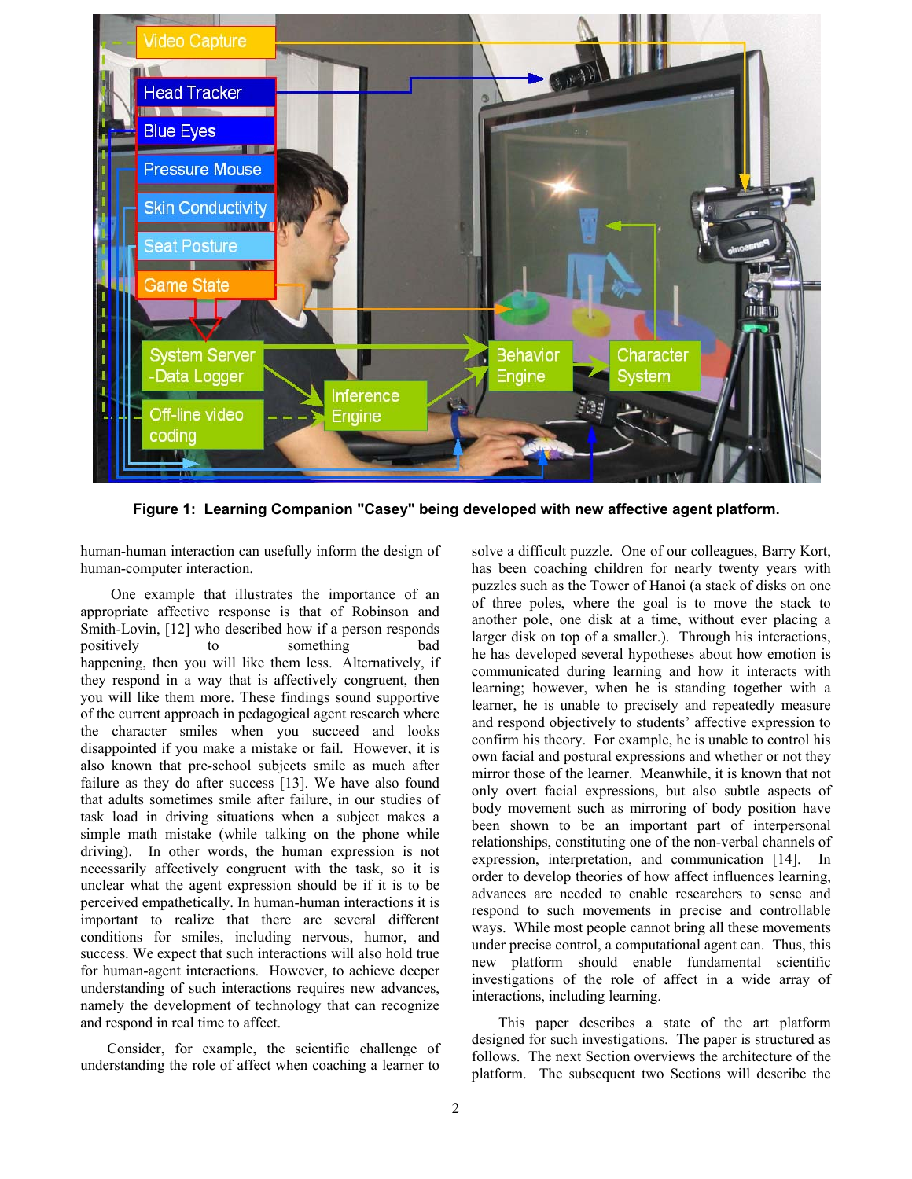**Figure 1: Learning Companion "Casey" being developed with new affective agent platform.**

human-human interaction can usefully inform the design of human-computer interaction.

One example that illustrates the importance of an appropriate affective response is that of Robinson and Smith-Lovin, [12] who described how if a person responds positively to something bad happening, then you will like them less. Alternatively, if they respond in a way that is affectively congruent, then you will like them more. These findings sound supportive of the current approach in pedagogical agent research where the character smiles when you succeed and looks disappointed if you make a mistake or fail. However, it is also known that pre-school subjects smile as much after failure as they do after success [13]. We have also found that adults sometimes smile after failure, in our studies of task load in driving situations when a subject makes a simple math mistake (while talking on the phone while driving). In other words, the human expression is not necessarily affectively congruent with the task, so it is unclear what the agent expression should be if it is to be perceived empathetically. In human-human interactions it is important to realize that there are several different conditions for smiles, including nervous, humor, and success. We expect that such interactions will also hold true for human-agent interactions. However, to achieve deeper understanding of such interactions requires new advances, namely the development of technology that can recognize and respond in real time to affect.

Consider, for example, the scientific challenge of understanding the role of affect when coaching a learner to solve a difficult puzzle. One of our colleagues, Barry Kort, has been coaching children for nearly twenty years with puzzles such as the Tower of Hanoi (a stack of disks on one of three poles, where the goal is to move the stack to another pole, one disk at a time, without ever placing a larger disk on top of a smaller.). Through his interactions, he has developed several hypotheses about how emotion is communicated during learning and how it interacts with learning; however, when he is standing together with a learner, he is unable to precisely and repeatedly measure and respond objectively to students' affective expression to confirm his theory. For example, he is unable to control his own facial and postural expressions and whether or not they mirror those of the learner. Meanwhile, it is known that not only overt facial expressions, but also subtle aspects of body movement such as mirroring of body position have been shown to be an important part of interpersonal relationships, constituting one of the non-verbal channels of expression, interpretation, and communication [14]. In order to develop theories of how affect influences learning, advances are needed to enable researchers to sense and respond to such movements in precise and controllable ways. While most people cannot bring all these movements under precise control, a computational agent can. Thus, this new platform should enable fundamental scientific investigations of the role of affect in a wide array of interactions, including learning.

This paper describes a state of the art platform designed for such investigations. The paper is structured as follows. The next Section overviews the architecture of the platform. The subsequent two Sections will describe the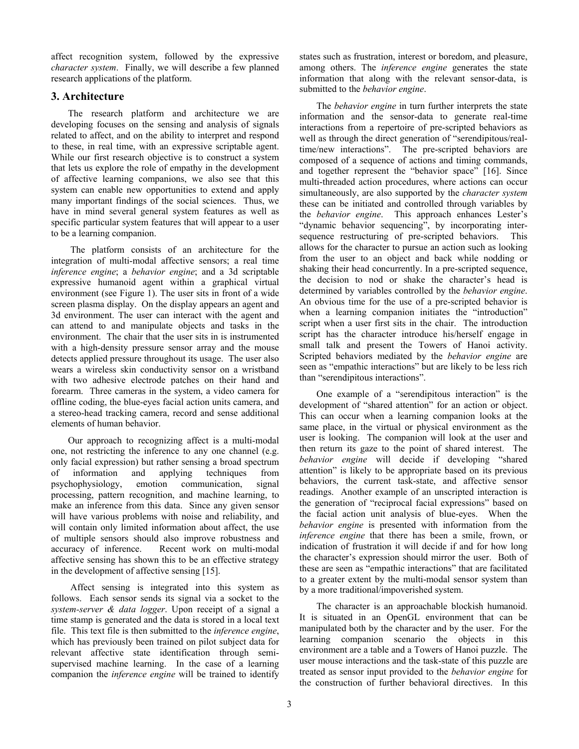affect recognition system, followed by the expressive *character system*. Finally, we will describe a few planned research applications of the platform.

## 3. Architecture

The research platform and architecture we are developing focuses on the sensing and analysis of signals related to affect, and on the ability to interpret and respond to these, in real time, with an expressive scriptable agent. While our first research objective is to construct a system that lets us explore the role of empathy in the development of affective learning companions, we also see that this system can enable new opportunities to extend and apply many important findings of the social sciences. Thus, we have in mind several general system features as well as specific particular system features that will appear to a user to be a learning companion.

The platform consists of an architecture for the integration of multi-modal affective sensors; a real time *inference engine*; a *behavior engine*; and a 3d scriptable expressive humanoid agent within a graphical virtual environment (see Figure 1). The user sits in front of a wide screen plasma display. On the display appears an agent and 3d environment. The user can interact with the agent and can attend to and manipulate objects and tasks in the environment. The chair that the user sits in is instrumented with a high-density pressure sensor array and the mouse detects applied pressure throughout its usage. The user also wears a wireless skin conductivity sensor on a wristband with two adhesive electrode patches on their hand and forearm. Three cameras in the system, a video camera for offline coding, the blue-eyes facial action units camera, and a stereo-head tracking camera, record and sense additional elements of human behavior.

Our approach to recognizing affect is a multi-modal one, not restricting the inference to any one channel (e.g. only facial expression) but rather sensing a broad spectrum of information and applying techniques from psychophysiology, emotion communication, signal processing, pattern recognition, and machine learning, to make an inference from this data. Since any given sensor will have various problems with noise and reliability, and will contain only limited information about affect, the use of multiple sensors should also improve robustness and accuracy of inference. Recent work on multi-modal affective sensing has shown this to be an effective strategy in the development of affective sensing [15].

Affect sensing is integrated into this system as follows. Each sensor sends its signal via a socket to the *system-server & data logger*. Upon receipt of a signal a time stamp is generated and the data is stored in a local text file. This text file is then submitted to the *inference engine*, which has previously been trained on pilot subject data for relevant affective state identification through semi-supervised machine learning. In the case of a learning companion the *inference engine* will be trained to identify states such as frustration, interest or boredom, and pleasure, among others. The *inference engine* generates the state information that along with the relevant sensor-data, is submitted to the *behavior engine*.

The *behavior engine* in turn further interprets the state information and the sensor-data to generate real-time interactions from a repertoire of pre-scripted behaviors as well as through the direct generation of "serendipitous/real-time/new interactions". The pre-scripted behaviors are composed of a sequence of actions and timing commands, and together represent the "behavior space" [16]. Since multi-threaded action procedures, where actions can occur simultaneously, are also supported by the *character system* these can be initiated and controlled through variables by the *behavior engine*. This approach enhances Lester's "dynamic behavior sequencing", by incorporating inter-sequence restructuring of pre-scripted behaviors. This allows for the character to pursue an action such as looking from the user to an object and back while nodding or shaking their head concurrently. In a pre-scripted sequence, the decision to nod or shake the character's head is determined by variables controlled by the *behavior engine*. An obvious time for the use of a pre-scripted behavior is when a learning companion initiates the "introduction" script when a user first sits in the chair. The introduction script has the character introduce his/herself engage in small talk and present the Towers of Hanoi activity. Scripted behaviors mediated by the *behavior engine* are seen as "empathic interactions" but are likely to be less rich than "serendipitous interactions".

One example of a "serendipitous interaction" is the development of "shared attention" for an action or object. This can occur when a learning companion looks at the same place, in the virtual or physical environment as the user is looking. The companion will look at the user and then return its gaze to the point of shared interest. The *behavior engine* will decide if developing "shared attention" is likely to be appropriate based on its previous behaviors, the current task-state, and affective sensor readings. Another example of an unscripted interaction is the generation of "reciprocal facial expressions" based on the facial action unit analysis of blue-eyes. When the *behavior engine* is presented with information from the *inference engine* that there has been a smile, frown, or indication of frustration it will decide if and for how long the character's expression should mirror the user. Both of these are seen as "empathic interactions" that are facilitated to a greater extent by the multi-modal sensor system than by a more traditional/impoverished system.

The character is an approachable blockish humanoid. It is situated in an OpenGL environment that can be manipulated both by the character and by the user. For the learning companion scenario the objects in this environment are a table and a Towers of Hanoi puzzle. The user mouse interactions and the task-state of this puzzle are treated as sensor input provided to the *behavior engine* for the construction of further behavioral directives. In this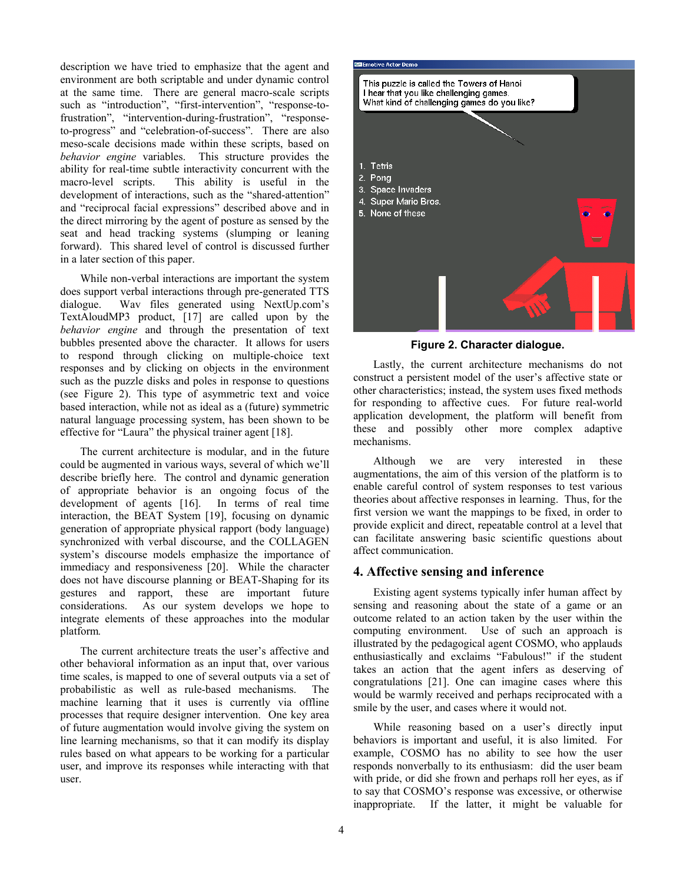description we have tried to emphasize that the agent and environment are both scriptable and under dynamic control at the same time. There are general macro-scale scripts such as "introduction", "first-intervention", "response-to-frustration", "intervention-during-frustration", "response-to-progress" and "celebration-of-success". There are also meso-scale decisions made within these scripts, based on *behavior engine* variables. This structure provides the ability for real-time subtle interactivity concurrent with the macro-level scripts. This ability is useful in the development of interactions, such as the "shared-attention" and "reciprocal facial expressions" described above and in the direct mirroring by the agent of posture as sensed by the seat and head tracking systems (slumping or leaning forward). This shared level of control is discussed further in a later section of this paper.

While non-verbal interactions are important the system does support verbal interactions through pre-generated TTS dialogue. Wav files generated using NextUp.com's TextAloudMP3 product, [17] are called upon by the *behavior engine* and through the presentation of text bubbles presented above the character. It allows for users to respond through clicking on multiple-choice text responses and by clicking on objects in the environment such as the puzzle disks and poles in response to questions (see Figure 2). This type of asymmetric text and voice based interaction, while not as ideal as a (future) symmetric natural language processing system, has been shown to be effective for "Laura" the physical trainer agent [18].

The current architecture is modular, and in the future could be augmented in various ways, several of which we'll describe briefly here. The control and dynamic generation of appropriate behavior is an ongoing focus of the development of agents [16]. In terms of real time interaction, the BEAT System [19], focusing on dynamic generation of appropriate physical rapport (body language) synchronized with verbal discourse, and the COLLAGEN system's discourse models emphasize the importance of immediacy and responsiveness [20]. While the character does not have discourse planning or BEAT-Shaping for its gestures and rapport, these are important future considerations. As our system develops we hope to integrate elements of these approaches into the modular platform.

The current architecture treats the user's affective and other behavioral information as an input that, over various time scales, is mapped to one of several outputs via a set of probabilistic as well as rule-based mechanisms. The machine learning that it uses is currently via offline processes that require designer intervention. One key area of future augmentation would involve giving the system on line learning mechanisms, so that it can modify its display rules based on what appears to be working for a particular user, and improve its responses while interacting with that user.

**Figure 2. Character dialogue.**

Lastly, the current architecture mechanisms do not construct a persistent model of the user's affective state or other characteristics; instead, the system uses fixed methods for responding to affective cues. For future real-world application development, the platform will benefit from these and possibly other more complex adaptive mechanisms.

Although we are very interested in these augmentations, the aim of this version of the platform is to enable careful control of system responses to test various theories about affective responses in learning. Thus, for the first version we want the mappings to be fixed, in order to provide explicit and direct, repeatable control at a level that can facilitate answering basic scientific questions about affect communication.

## 4. Affective sensing and inference

Existing agent systems typically infer human affect by sensing and reasoning about the state of a game or an outcome related to an action taken by the user within the computing environment. Use of such an approach is illustrated by the pedagogical agent COSMO, who applauds enthusiastically and exclaims "Fabulous!" if the student takes an action that the agent infers as deserving of congratulations [21]. One can imagine cases where this would be warmly received and perhaps reciprocated with a smile by the user, and cases where it would not.

While reasoning based on a user's directly input behaviors is important and useful, it is also limited. For example, COSMO has no ability to see how the user responds nonverbally to its enthusiasm: did the user beam with pride, or did she frown and perhaps roll her eyes, as if to say that COSMO's response was excessive, or otherwise inappropriate. If the latter, it might be valuable for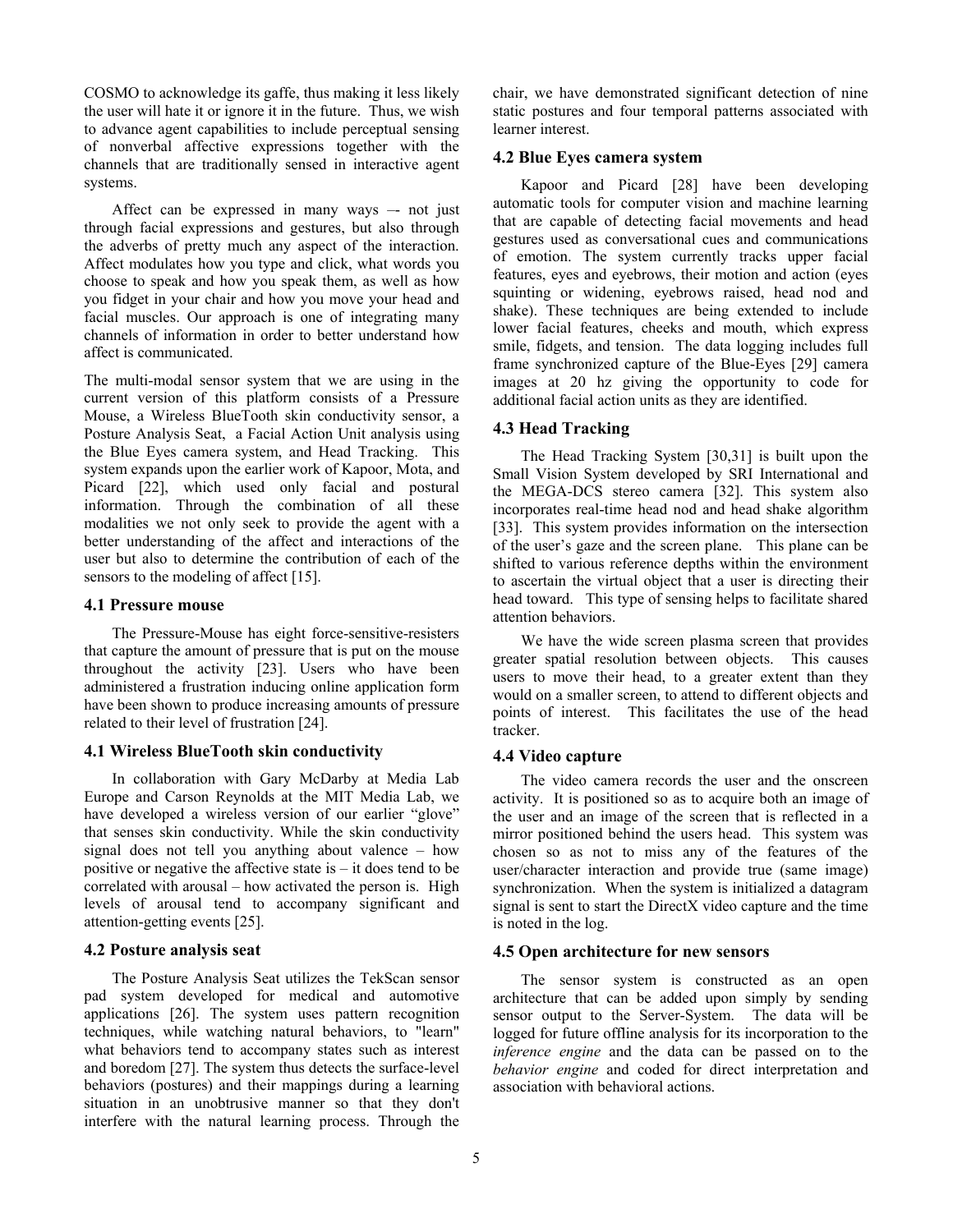COSMO to acknowledge its gaffe, thus making it less likely the user will hate it or ignore it in the future. Thus, we wish to advance agent capabilities to include perceptual sensing of nonverbal affective expressions together with the channels that are traditionally sensed in interactive agent systems.

Affect can be expressed in many ways –- not just through facial expressions and gestures, but also through the adverbs of pretty much any aspect of the interaction. Affect modulates how you type and click, what words you choose to speak and how you speak them, as well as how you fidget in your chair and how you move your head and facial muscles. Our approach is one of integrating many channels of information in order to better understand how affect is communicated.

The multi-modal sensor system that we are using in the current version of this platform consists of a Pressure Mouse, a Wireless BlueTooth skin conductivity sensor, a Posture Analysis Seat, a Facial Action Unit analysis using the Blue Eyes camera system, and Head Tracking. This system expands upon the earlier work of Kapoor, Mota, and Picard [22], which used only facial and postural information. Through the combination of all these modalities we not only seek to provide the agent with a better understanding of the affect and interactions of the user but also to determine the contribution of each of the sensors to the modeling of affect [15].

### 4.1 Pressure mouse

The Pressure-Mouse has eight force-sensitive-resisters that capture the amount of pressure that is put on the mouse throughout the activity [23]. Users who have been administered a frustration inducing online application form have been shown to produce increasing amounts of pressure related to their level of frustration [24].

### 4.1 Wireless BlueTooth skin conductivity

In collaboration with Gary McDarby at Media Lab Europe and Carson Reynolds at the MIT Media Lab, we have developed a wireless version of our earlier "glove" that senses skin conductivity. While the skin conductivity signal does not tell you anything about valence – how positive or negative the affective state is – it does tend to be correlated with arousal – how activated the person is. High levels of arousal tend to accompany significant and attention-getting events [25].

### 4.2 Posture analysis seat

The Posture Analysis Seat utilizes the TekScan sensor pad system developed for medical and automotive applications [26]. The system uses pattern recognition techniques, while watching natural behaviors, to "learn" what behaviors tend to accompany states such as interest and boredom [27]. The system thus detects the surface-level behaviors (postures) and their mappings during a learning situation in an unobtrusive manner so that they don't interfere with the natural learning process. Through the chair, we have demonstrated significant detection of nine static postures and four temporal patterns associated with learner interest.

### 4.2 Blue Eyes camera system

Kapoor and Picard [28] have been developing automatic tools for computer vision and machine learning that are capable of detecting facial movements and head gestures used as conversational cues and communications of emotion. The system currently tracks upper facial features, eyes and eyebrows, their motion and action (eyes squinting or widening, eyebrows raised, head nod and shake). These techniques are being extended to include lower facial features, cheeks and mouth, which express smile, fidgets, and tension. The data logging includes full frame synchronized capture of the Blue-Eyes [29] camera images at 20 hz giving the opportunity to code for additional facial action units as they are identified.

### 4.3 Head Tracking

The Head Tracking System [30,31] is built upon the Small Vision System developed by SRI International and the MEGA-DCS stereo camera [32]. This system also incorporates real-time head nod and head shake algorithm [33]. This system provides information on the intersection of the user's gaze and the screen plane. This plane can be shifted to various reference depths within the environment to ascertain the virtual object that a user is directing their head toward. This type of sensing helps to facilitate shared attention behaviors.

We have the wide screen plasma screen that provides greater spatial resolution between objects. This causes users to move their head, to a greater extent than they would on a smaller screen, to attend to different objects and points of interest. This facilitates the use of the head tracker.

### 4.4 Video capture

The video camera records the user and the onscreen activity. It is positioned so as to acquire both an image of the user and an image of the screen that is reflected in a mirror positioned behind the users head. This system was chosen so as not to miss any of the features of the user/character interaction and provide true (same image) synchronization. When the system is initialized a datagram signal is sent to start the DirectX video capture and the time is noted in the log.

### 4.5 Open architecture for new sensors

The sensor system is constructed as an open architecture that can be added upon simply by sending sensor output to the Server-System. The data will be logged for future offline analysis for its incorporation to the *inference engine* and the data can be passed on to the *behavior engine* and coded for direct interpretation and association with behavioral actions.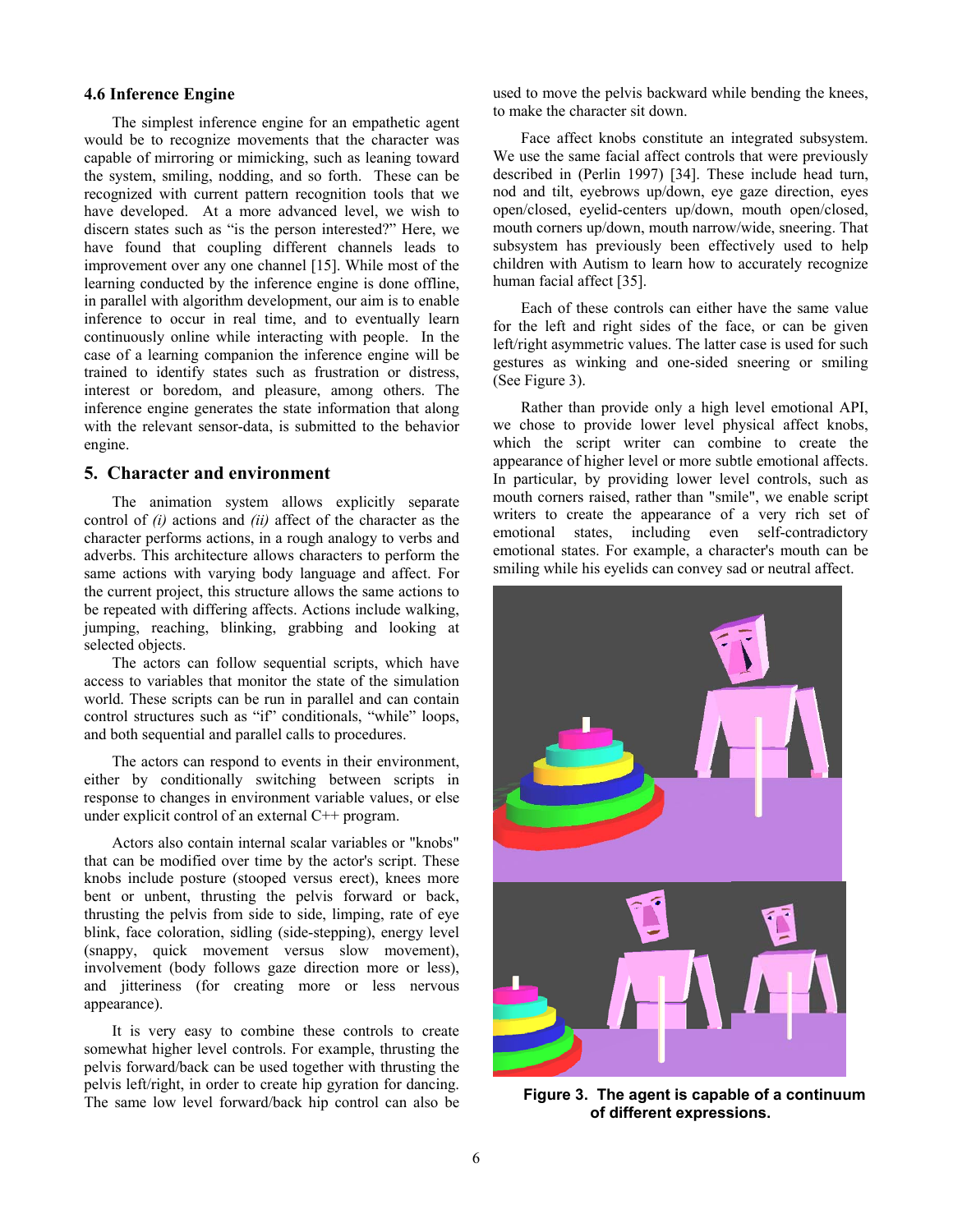### 4.6 Inference Engine

The simplest inference engine for an empathetic agent would be to recognize movements that the character was capable of mirroring or mimicking, such as leaning toward the system, smiling, nodding, and so forth. These can be recognized with current pattern recognition tools that we have developed. At a more advanced level, we wish to discern states such as "is the person interested?" Here, we have found that coupling different channels leads to improvement over any one channel [15]. While most of the learning conducted by the inference engine is done offline, in parallel with algorithm development, our aim is to enable inference to occur in real time, and to eventually learn continuously online while interacting with people. In the case of a learning companion the inference engine will be trained to identify states such as frustration or distress, interest or boredom, and pleasure, among others. The inference engine generates the state information that along with the relevant sensor-data, is submitted to the behavior engine.

## 5. Character and environment

The animation system allows explicitly separate control of *(i)* actions and *(ii)* affect of the character as the character performs actions, in a rough analogy to verbs and adverbs. This architecture allows characters to perform the same actions with varying body language and affect. For the current project, this structure allows the same actions to be repeated with differing affects. Actions include walking, jumping, reaching, blinking, grabbing and looking at selected objects.

The actors can follow sequential scripts, which have access to variables that monitor the state of the simulation world. These scripts can be run in parallel and can contain control structures such as "if" conditionals, "while" loops, and both sequential and parallel calls to procedures.

The actors can respond to events in their environment, either by conditionally switching between scripts in response to changes in environment variable values, or else under explicit control of an external C++ program.

Actors also contain internal scalar variables or "knobs" that can be modified over time by the actor's script. These knobs include posture (stooped versus erect), knees more bent or unbent, thrusting the pelvis forward or back, thrusting the pelvis from side to side, limping, rate of eye blink, face coloration, sidling (side-stepping), energy level (snappy, quick movement versus slow movement), involvement (body follows gaze direction more or less), and jitteriness (for creating more or less nervous appearance).

It is very easy to combine these controls to create somewhat higher level controls. For example, thrusting the pelvis forward/back can be used together with thrusting the pelvis left/right, in order to create hip gyration for dancing. The same low level forward/back hip control can also be used to move the pelvis backward while bending the knees, to make the character sit down.

Face affect knobs constitute an integrated subsystem. We use the same facial affect controls that were previously described in (Perlin 1997) [34]. These include head turn, nod and tilt, eyebrows up/down, eye gaze direction, eyes open/closed, eyelid-centers up/down, mouth open/closed, mouth corners up/down, mouth narrow/wide, sneering. That subsystem has previously been effectively used to help children with Autism to learn how to accurately recognize human facial affect [35].

Each of these controls can either have the same value for the left and right sides of the face, or can be given left/right asymmetric values. The latter case is used for such gestures as winking and one-sided sneering or smiling (See Figure 3).

Rather than provide only a high level emotional API, we chose to provide lower level physical affect knobs, which the script writer can combine to create the appearance of higher level or more subtle emotional affects. In particular, by providing lower level controls, such as mouth corners raised, rather than "smile", we enable script writers to create the appearance of a very rich set of emotional states, including even self-contradictory emotional states. For example, a character's mouth can be smiling while his eyelids can convey sad or neutral affect.

**Figure 3. The agent is capable of a continuum of different expressions.**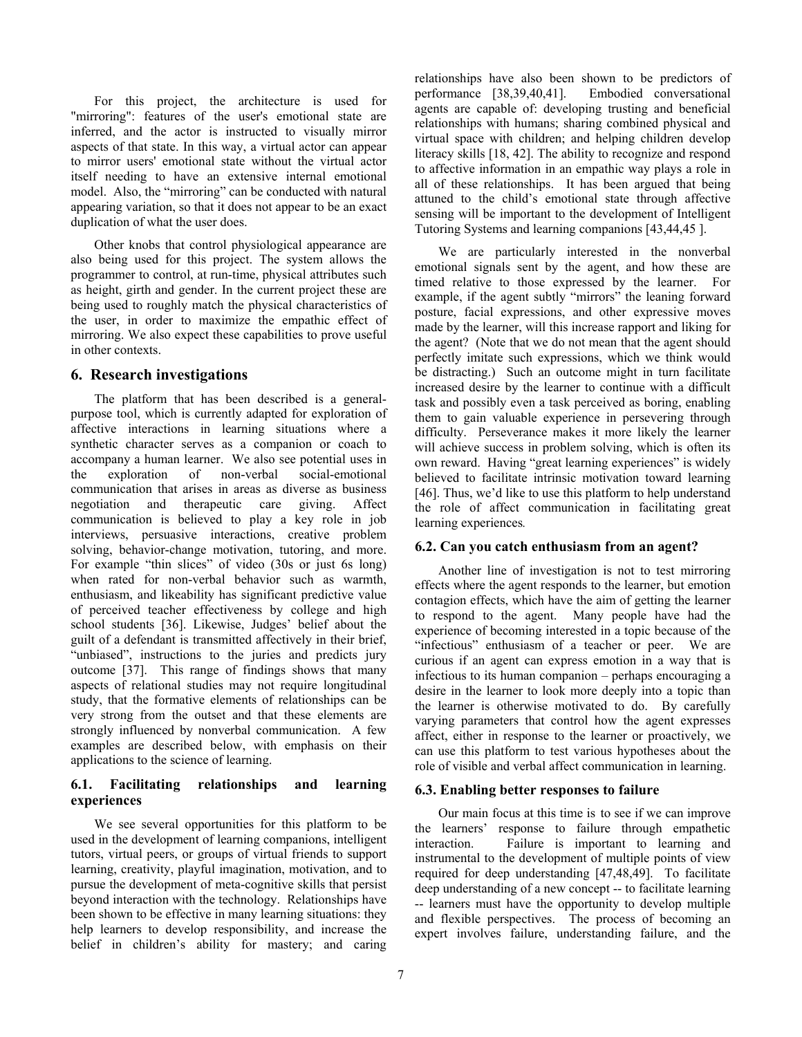For this project, the architecture is used for "mirroring": features of the user's emotional state are inferred, and the actor is instructed to visually mirror aspects of that state. In this way, a virtual actor can appear to mirror users' emotional state without the virtual actor itself needing to have an extensive internal emotional model. Also, the "mirroring" can be conducted with natural appearing variation, so that it does not appear to be an exact duplication of what the user does.

Other knobs that control physiological appearance are also being used for this project. The system allows the programmer to control, at run-time, physical attributes such as height, girth and gender. In the current project these are being used to roughly match the physical characteristics of the user, in order to maximize the empathic effect of mirroring. We also expect these capabilities to prove useful in other contexts.

## 6. Research investigations

The platform that has been described is a general-purpose tool, which is currently adapted for exploration of affective interactions in learning situations where a synthetic character serves as a companion or coach to accompany a human learner. We also see potential uses in the exploration of non-verbal social-emotional communication that arises in areas as diverse as business negotiation and therapeutic care giving. Affect communication is believed to play a key role in job interviews, persuasive interactions, creative problem solving, behavior-change motivation, tutoring, and more. For example "thin slices" of video (30s or just 6s long) when rated for non-verbal behavior such as warmth, enthusiasm, and likeability has significant predictive value of perceived teacher effectiveness by college and high school students [36]. Likewise, Judges' belief about the guilt of a defendant is transmitted affectively in their brief, "unbiased", instructions to the juries and predicts jury outcome [37]. This range of findings shows that many aspects of relational studies may not require longitudinal study, that the formative elements of relationships can be very strong from the outset and that these elements are strongly influenced by nonverbal communication. A few examples are described below, with emphasis on their applications to the science of learning.

### 6.1. Facilitating relationships and learning experiences

We see several opportunities for this platform to be used in the development of learning companions, intelligent tutors, virtual peers, or groups of virtual friends to support learning, creativity, playful imagination, motivation, and to pursue the development of meta-cognitive skills that persist beyond interaction with the technology. Relationships have been shown to be effective in many learning situations: they help learners to develop responsibility, and increase the belief in children's ability for mastery; and caring relationships have also been shown to be predictors of performance [38,39,40,41]. Embodied conversational agents are capable of: developing trusting and beneficial relationships with humans; sharing combined physical and virtual space with children; and helping children develop literacy skills [18, 42]. The ability to recognize and respond to affective information in an empathic way plays a role in all of these relationships. It has been argued that being attuned to the child's emotional state through affective sensing will be important to the development of Intelligent Tutoring Systems and learning companions [43,44,45 ].

We are particularly interested in the nonverbal emotional signals sent by the agent, and how these are timed relative to those expressed by the learner. For example, if the agent subtly "mirrors" the leaning forward posture, facial expressions, and other expressive moves made by the learner, will this increase rapport and liking for the agent? (Note that we do not mean that the agent should perfectly imitate such expressions, which we think would be distracting.) Such an outcome might in turn facilitate increased desire by the learner to continue with a difficult task and possibly even a task perceived as boring, enabling them to gain valuable experience in persevering through difficulty. Perseverance makes it more likely the learner will achieve success in problem solving, which is often its own reward. Having "great learning experiences" is widely believed to facilitate intrinsic motivation toward learning [46]. Thus, we'd like to use this platform to help understand the role of affect communication in facilitating great learning experiences*.*

### 6.2. Can you catch enthusiasm from an agent?

Another line of investigation is not to test mirroring effects where the agent responds to the learner, but emotion contagion effects, which have the aim of getting the learner to respond to the agent. Many people have had the experience of becoming interested in a topic because of the "infectious" enthusiasm of a teacher or peer. We are curious if an agent can express emotion in a way that is infectious to its human companion – perhaps encouraging a desire in the learner to look more deeply into a topic than the learner is otherwise motivated to do. By carefully varying parameters that control how the agent expresses affect, either in response to the learner or proactively, we can use this platform to test various hypotheses about the role of visible and verbal affect communication in learning.

### 6.3. Enabling better responses to failure

Our main focus at this time is to see if we can improve the learners' response to failure through empathetic interaction. Failure is important to learning and instrumental to the development of multiple points of view required for deep understanding [47,48,49]. To facilitate deep understanding of a new concept -- to facilitate learning -- learners must have the opportunity to develop multiple and flexible perspectives. The process of becoming an expert involves failure, understanding failure, and the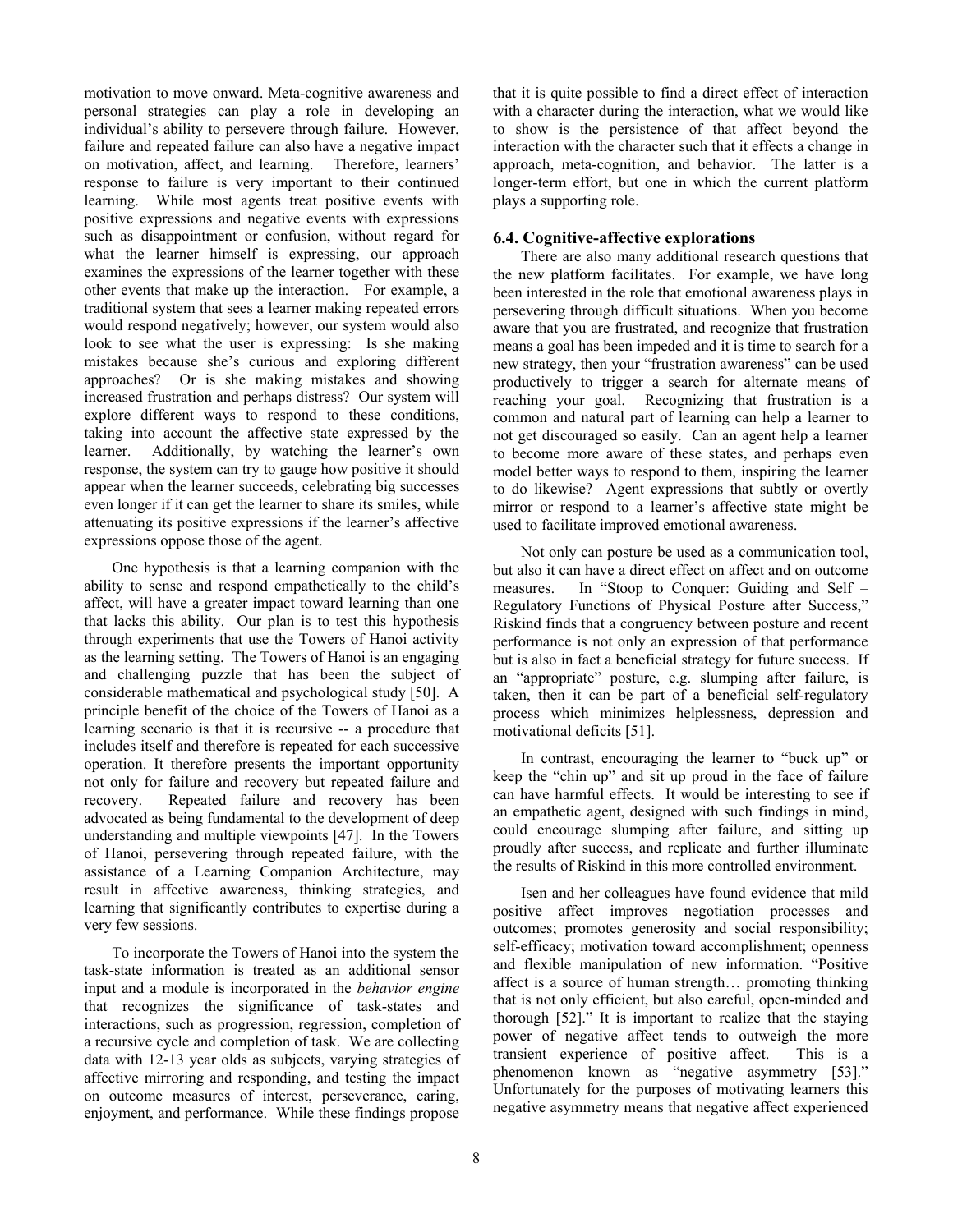motivation to move onward. Meta-cognitive awareness and personal strategies can play a role in developing an individual's ability to persevere through failure. However, failure and repeated failure can also have a negative impact on motivation, affect, and learning. Therefore, learners' response to failure is very important to their continued learning. While most agents treat positive events with positive expressions and negative events with expressions such as disappointment or confusion, without regard for what the learner himself is expressing, our approach examines the expressions of the learner together with these other events that make up the interaction. For example, a traditional system that sees a learner making repeated errors would respond negatively; however, our system would also look to see what the user is expressing: Is she making mistakes because she's curious and exploring different approaches? Or is she making mistakes and showing increased frustration and perhaps distress? Our system will explore different ways to respond to these conditions, taking into account the affective state expressed by the learner. Additionally, by watching the learner's own response, the system can try to gauge how positive it should appear when the learner succeeds, celebrating big successes even longer if it can get the learner to share its smiles, while attenuating its positive expressions if the learner's affective expressions oppose those of the agent.

One hypothesis is that a learning companion with the ability to sense and respond empathetically to the child's affect, will have a greater impact toward learning than one that lacks this ability. Our plan is to test this hypothesis through experiments that use the Towers of Hanoi activity as the learning setting. The Towers of Hanoi is an engaging and challenging puzzle that has been the subject of considerable mathematical and psychological study [50]. A principle benefit of the choice of the Towers of Hanoi as a learning scenario is that it is recursive -- a procedure that includes itself and therefore is repeated for each successive operation. It therefore presents the important opportunity not only for failure and recovery but repeated failure and recovery. Repeated failure and recovery has been advocated as being fundamental to the development of deep understanding and multiple viewpoints [47]. In the Towers of Hanoi, persevering through repeated failure, with the assistance of a Learning Companion Architecture, may result in affective awareness, thinking strategies, and learning that significantly contributes to expertise during a very few sessions.

To incorporate the Towers of Hanoi into the system the task-state information is treated as an additional sensor input and a module is incorporated in the *behavior engine* that recognizes the significance of task-states and interactions, such as progression, regression, completion of a recursive cycle and completion of task. We are collecting data with 12-13 year olds as subjects, varying strategies of affective mirroring and responding, and testing the impact on outcome measures of interest, perseverance, caring, enjoyment, and performance. While these findings propose that it is quite possible to find a direct effect of interaction with a character during the interaction, what we would like to show is the persistence of that affect beyond the interaction with the character such that it effects a change in approach, meta-cognition, and behavior. The latter is a longer-term effort, but one in which the current platform plays a supporting role.

### 6.4. Cognitive-affective explorations

There are also many additional research questions that the new platform facilitates. For example, we have long been interested in the role that emotional awareness plays in persevering through difficult situations. When you become aware that you are frustrated, and recognize that frustration means a goal has been impeded and it is time to search for a new strategy, then your "frustration awareness" can be used productively to trigger a search for alternate means of reaching your goal. Recognizing that frustration is a common and natural part of learning can help a learner to not get discouraged so easily. Can an agent help a learner to become more aware of these states, and perhaps even model better ways to respond to them, inspiring the learner to do likewise? Agent expressions that subtly or overtly mirror or respond to a learner's affective state might be used to facilitate improved emotional awareness.

Not only can posture be used as a communication tool, but also it can have a direct effect on affect and on outcome measures. In "Stoop to Conquer: Guiding and Self – Regulatory Functions of Physical Posture after Success," Riskind finds that a congruency between posture and recent performance is not only an expression of that performance but is also in fact a beneficial strategy for future success. If an "appropriate" posture, e.g. slumping after failure, is taken, then it can be part of a beneficial self-regulatory process which minimizes helplessness, depression and motivational deficits [51].

In contrast, encouraging the learner to "buck up" or keep the "chin up" and sit up proud in the face of failure can have harmful effects. It would be interesting to see if an empathetic agent, designed with such findings in mind, could encourage slumping after failure, and sitting up proudly after success, and replicate and further illuminate the results of Riskind in this more controlled environment.

Isen and her colleagues have found evidence that mild positive affect improves negotiation processes and outcomes; promotes generosity and social responsibility; self-efficacy; motivation toward accomplishment; openness and flexible manipulation of new information. "Positive affect is a source of human strength… promoting thinking that is not only efficient, but also careful, open-minded and thorough [52]." It is important to realize that the staying power of negative affect tends to outweigh the more transient experience of positive affect. This is a phenomenon known as "negative asymmetry [53]." Unfortunately for the purposes of motivating learners this negative asymmetry means that negative affect experienced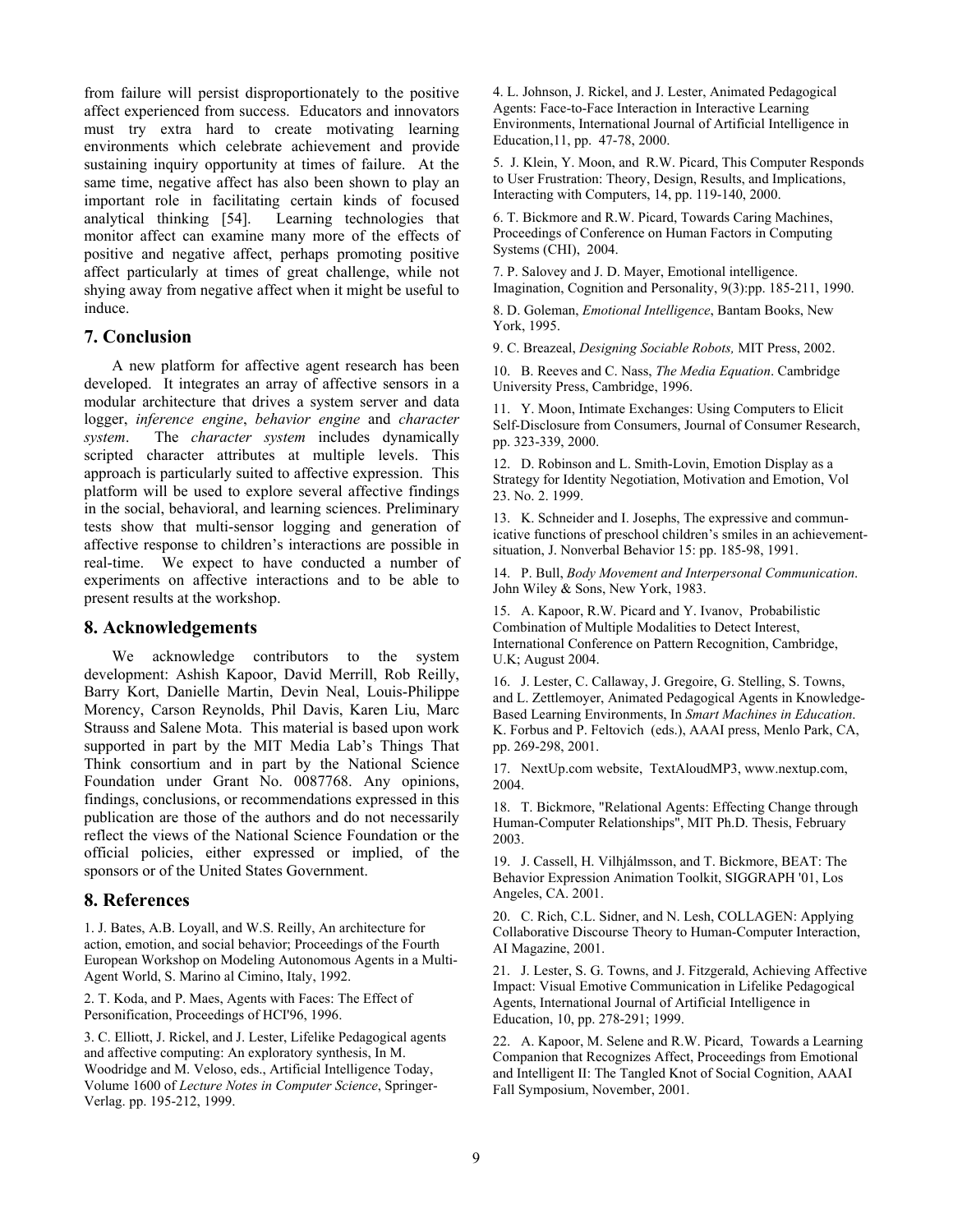from failure will persist disproportionately to the positive affect experienced from success. Educators and innovators must try extra hard to create motivating learning environments which celebrate achievement and provide sustaining inquiry opportunity at times of failure. At the same time, negative affect has also been shown to play an important role in facilitating certain kinds of focused analytical thinking [54]. Learning technologies that monitor affect can examine many more of the effects of positive and negative affect, perhaps promoting positive affect particularly at times of great challenge, while not shying away from negative affect when it might be useful to induce.

## 7. Conclusion

A new platform for affective agent research has been developed. It integrates an array of affective sensors in a modular architecture that drives a system server and data logger, *inference engine*, *behavior engine* and *character system*. The *character system* includes dynamically scripted character attributes at multiple levels. This approach is particularly suited to affective expression. This platform will be used to explore several affective findings in the social, behavioral, and learning sciences. Preliminary tests show that multi-sensor logging and generation of affective response to children's interactions are possible in real-time. We expect to have conducted a number of experiments on affective interactions and to be able to present results at the workshop.

## 8. Acknowledgements

We acknowledge contributors to the system development: Ashish Kapoor, David Merrill, Rob Reilly, Barry Kort, Danielle Martin, Devin Neal, Louis-Philippe Morency, Carson Reynolds, Phil Davis, Karen Liu, Marc Strauss and Salene Mota. This material is based upon work supported in part by the MIT Media Lab's Things That Think consortium and in part by the National Science Foundation under Grant No. 0087768. Any opinions, findings, conclusions, or recommendations expressed in this publication are those of the authors and do not necessarily reflect the views of the National Science Foundation or the official policies, either expressed or implied, of the sponsors or of the United States Government.

## 8. References

1. J. Bates, A.B. Loyall, and W.S. Reilly, An architecture for action, emotion, and social behavior; Proceedings of the Fourth European Workshop on Modeling Autonomous Agents in a Multi-Agent World, S. Marino al Cimino, Italy, 1992.

2. T. Koda, and P. Maes, Agents with Faces: The Effect of Personification, Proceedings of HCI'96, 1996.

3. C. Elliott, J. Rickel, and J. Lester, Lifelike Pedagogical agents and affective computing: An exploratory synthesis, In M. Woodridge and M. Veloso, eds., Artificial Intelligence Today, Volume 1600 of *Lecture Notes in Computer Science*, Springer-Verlag. pp. 195-212, 1999.

4. L. Johnson, J. Rickel, and J. Lester, Animated Pedagogical Agents: Face-to-Face Interaction in Interactive Learning Environments, International Journal of Artificial Intelligence in Education,11, pp. 47-78, 2000.

5. J. Klein, Y. Moon, and R.W. Picard, This Computer Responds to User Frustration: Theory, Design, Results, and Implications, Interacting with Computers, 14, pp. 119-140, 2000.

6. T. Bickmore and R.W. Picard, Towards Caring Machines, Proceedings of Conference on Human Factors in Computing Systems (CHI), 2004.

7. P. Salovey and J. D. Mayer, Emotional intelligence. Imagination, Cognition and Personality, 9(3):pp. 185-211, 1990.

8. D. Goleman, *Emotional Intelligence*, Bantam Books, New York, 1995.

9. C. Breazeal, *Designing Sociable Robots,* MIT Press, 2002.

10. B. Reeves and C. Nass, *The Media Equation*. Cambridge University Press, Cambridge, 1996.

11. Y. Moon, Intimate Exchanges: Using Computers to Elicit Self-Disclosure from Consumers, Journal of Consumer Research, pp. 323-339, 2000.

12. D. Robinson and L. Smith-Lovin, Emotion Display as a Strategy for Identity Negotiation, Motivation and Emotion, Vol 23. No. 2. 1999.

13. K. Schneider and I. Josephs, The expressive and communicative functions of preschool children's smiles in an achievement-situation, J. Nonverbal Behavior 15: pp. 185-98, 1991.

14. P. Bull, *Body Movement and Interpersonal Communication*. John Wiley & Sons, New York, 1983.

15. A. Kapoor, R.W. Picard and Y. Ivanov, Probabilistic Combination of Multiple Modalities to Detect Interest, International Conference on Pattern Recognition, Cambridge, U.K; August 2004.

16. J. Lester, C. Callaway, J. Gregoire, G. Stelling, S. Towns, and L. Zettlemoyer, Animated Pedagogical Agents in Knowledge-Based Learning Environments, In *Smart Machines in Education*. K. Forbus and P. Feltovich (eds.), AAAI press, Menlo Park, CA, pp. 269-298, 2001.

17. NextUp.com website, TextAloudMP3, www.nextup.com, 2004.

18. T. Bickmore, "Relational Agents: Effecting Change through Human-Computer Relationships", MIT Ph.D. Thesis, February 2003.

19. J. Cassell, H. Vilhjálmsson, and T. Bickmore, BEAT: The Behavior Expression Animation Toolkit, SIGGRAPH '01, Los Angeles, CA. 2001.

20. C. Rich, C.L. Sidner, and N. Lesh, COLLAGEN: Applying Collaborative Discourse Theory to Human-Computer Interaction, AI Magazine, 2001.

21. J. Lester, S. G. Towns, and J. Fitzgerald, Achieving Affective Impact: Visual Emotive Communication in Lifelike Pedagogical Agents, International Journal of Artificial Intelligence in Education, 10, pp. 278-291; 1999.

22. A. Kapoor, M. Selene and R.W. Picard, Towards a Learning Companion that Recognizes Affect, Proceedings from Emotional and Intelligent II: The Tangled Knot of Social Cognition, AAAI Fall Symposium, November, 2001.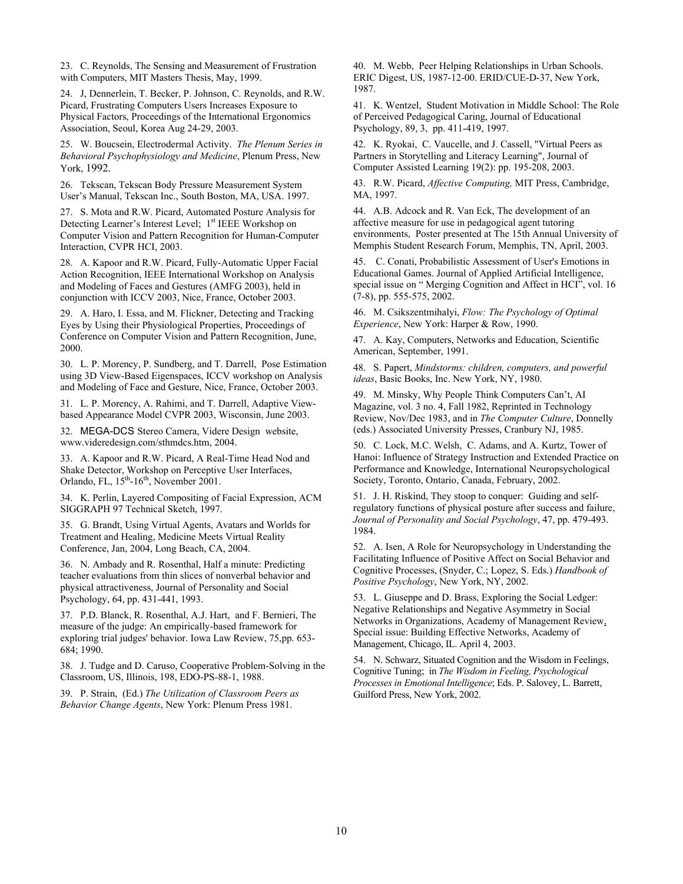23. C. Reynolds, The Sensing and Measurement of Frustration with Computers, MIT Masters Thesis, May, 1999.

24. J, Dennerlein, T. Becker, P. Johnson, C. Reynolds, and R.W. Picard, Frustrating Computers Users Increases Exposure to Physical Factors, Proceedings of the International Ergonomics Association, Seoul, Korea Aug 24-29, 2003.

25. W. Boucsein, Electrodermal Activity. *The Plenum Series in Behavioral Psychophysiology and Medicine*, Plenum Press, New York, 1992.

26. Tekscan, Tekscan Body Pressure Measurement System User's Manual, Tekscan Inc., South Boston, MA, USA. 1997.

27. S. Mota and R.W. Picard, Automated Posture Analysis for Detecting Learner's Interest Level; 1st IEEE Workshop on Computer Vision and Pattern Recognition for Human-Computer Interaction, CVPR HCI, 2003.

28. A. Kapoor and R.W. Picard, Fully-Automatic Upper Facial Action Recognition, IEEE International Workshop on Analysis and Modeling of Faces and Gestures (AMFG 2003), held in conjunction with ICCV 2003, Nice, France, October 2003.

29. A. Haro, I. Essa, and M. Flickner, Detecting and Tracking Eyes by Using their Physiological Properties, Proceedings of Conference on Computer Vision and Pattern Recognition, June, 2000.

30. L. P. Morency, P. Sundberg, and T. Darrell, Pose Estimation using 3D View-Based Eigenspaces, ICCV workshop on Analysis and Modeling of Face and Gesture, Nice, France, October 2003.

31. L. P. Morency, A. Rahimi, and T. Darrell, Adaptive View-based Appearance Model CVPR 2003, Wisconsin, June 2003.

32. MEGA-DCS Stereo Camera, Videre Design website, www.videredesign.com/sthmdcs.htm, 2004.

33. A. Kapoor and R.W. Picard, A Real-Time Head Nod and Shake Detector, Workshop on Perceptive User Interfaces, Orlando, FL, 15th-16th, November 2001.

34. K. Perlin, Layered Compositing of Facial Expression, ACM SIGGRAPH 97 Technical Sketch, 1997.

35. G. Brandt, Using Virtual Agents, Avatars and Worlds for Treatment and Healing, Medicine Meets Virtual Reality Conference, Jan, 2004, Long Beach, CA, 2004.

36. N. Ambady and R. Rosenthal, Half a minute: Predicting teacher evaluations from thin slices of nonverbal behavior and physical attractiveness, Journal of Personality and Social Psychology, 64, pp. 431-441, 1993.

37. P.D. Blanck, R. Rosenthal, A.J. Hart, and F. Bernieri, The measure of the judge: An empirically-based framework for exploring trial judges' behavior. Iowa Law Review, 75,pp. 653-684; 1990.

38. J. Tudge and D. Caruso, Cooperative Problem-Solving in the Classroom, US, Illinois, 198, EDO-PS-88-1, 1988.

39. P. Strain, (Ed.) *The Utilization of Classroom Peers as Behavior Change Agents*, New York: Plenum Press 1981.

40. M. Webb, Peer Helping Relationships in Urban Schools. ERIC Digest, US, 1987-12-00. ERID/CUE-D-37, New York, 1987.

41. K. Wentzel, Student Motivation in Middle School: The Role of Perceived Pedagogical Caring, Journal of Educational Psychology, 89, 3, pp. 411-419, 1997.

42. K. Ryokai, C. Vaucelle, and J. Cassell, "Virtual Peers as Partners in Storytelling and Literacy Learning", Journal of Computer Assisted Learning 19(2): pp. 195-208, 2003.

43. R.W. Picard, *Affective Computing,* MIT Press, Cambridge, MA, 1997.

44. A.B. Adcock and R. Van Eck, The development of an affective measure for use in pedagogical agent tutoring environments, Poster presented at The 15th Annual University of Memphis Student Research Forum, Memphis, TN, April, 2003.

45. C. Conati, Probabilistic Assessment of User's Emotions in Educational Games. Journal of Applied Artificial Intelligence, special issue on " Merging Cognition and Affect in HCI", vol. 16 (7-8), pp. 555-575, 2002.

46. M. Csikszentmihalyi, *Flow: The Psychology of Optimal Experience*, New York: Harper & Row, 1990.

47. A. Kay, Computers, Networks and Education, Scientific American, September, 1991.

48. S. Papert, *Mindstorms: children, computers, and powerful ideas*, Basic Books, Inc. New York, NY, 1980.

49. M. Minsky, Why People Think Computers Can't, AI Magazine, vol. 3 no. 4, Fall 1982, Reprinted in Technology Review, Nov/Dec 1983, and in *The Computer Culture*, Donnelly (eds.) Associated University Presses, Cranbury NJ, 1985.

50. C. Lock, M.C. Welsh, C. Adams, and A. Kurtz, Tower of Hanoi: Influence of Strategy Instruction and Extended Practice on Performance and Knowledge, International Neuropsychological Society, Toronto, Ontario, Canada, February, 2002.

51. J. H. Riskind, They stoop to conquer: Guiding and self-regulatory functions of physical posture after success and failure, *Journal of Personality and Social Psychology*, 47, pp. 479-493. 1984.

52. A. Isen, A Role for Neuropsychology in Understanding the Facilitating Influence of Positive Affect on Social Behavior and Cognitive Processes, (Snyder, C.; Lopez, S. Eds.) *Handbook of Positive Psychology*, New York, NY, 2002.

53. L. Giuseppe and D. Brass, Exploring the Social Ledger: Negative Relationships and Negative Asymmetry in Social Networks in Organizations, Academy of Management Review, Special issue: Building Effective Networks, Academy of Management, Chicago, IL. April 4, 2003.

54. N. Schwarz, Situated Cognition and the Wisdom in Feelings, Cognitive Tuning; in *The Wisdom in Feeling, Psychological Processes in Emotional Intelligence*; Eds. P. Salovey, L. Barrett, Guilford Press, New York, 2002.